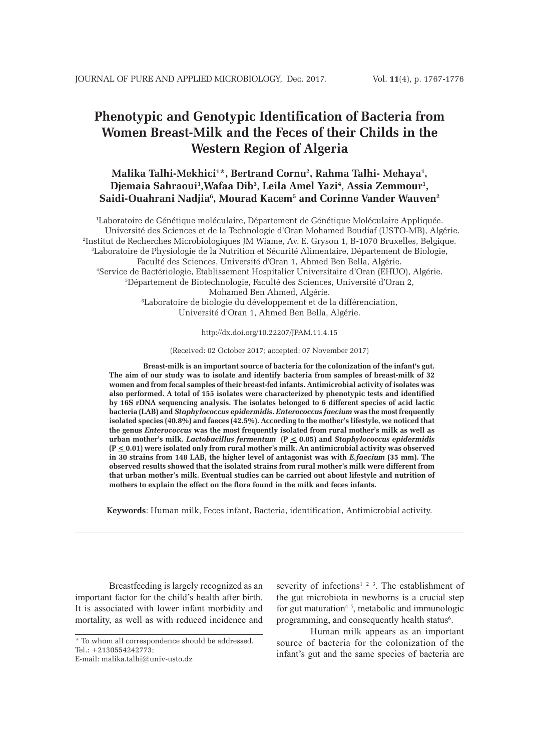# Phenotypic and Genotypic Identification of Bacteria from Women Breast-Milk and the Feces of their Childs in the Western Region of Algeria

**Malika Talhi-Mekhici[1]*, Bertrand Cornu[2], Rahma Talhi- Mehaya[1], Djemaia Sahraoui[1], Wafaa Dib[3], Leila Amel Yazi[4], Assia Zemmour[1], Saidi-Ouahrani Nadjia[6], Mourad Kacem[5] and Corinne Vander Wauven[2]**

[1]Laboratoire de Génétique moléculaire, Département de Génétique Moléculaire Appliquée. Université des Sciences et de la Technologie d'Oran Mohamed Boudiaf (USTO-MB), Algérie.
[2]Institut de Recherches Microbiologiques JM Wiame, Av. E. Gryson 1, B-1070 Bruxelles, Belgique.
[3]Laboratoire de Physiologie de la Nutrition et Sécurité Alimentaire, Département de Biologie, Faculté des Sciences, Université d'Oran 1, Ahmed Ben Bella, Algérie.
[4]Service de Bactériologie, Etablissement Hospitalier Universitaire d'Oran (EHUO), Algérie.
[5]Département de Biotechnologie, Faculté des Sciences, Université d'Oran 2, Mohamed Ben Ahmed, Algérie.
[6]Laboratoire de biologie du développement et de la différenciation, Université d'Oran 1, Ahmed Ben Bella, Algérie.

http://dx.doi.org/10.22207/JPAM.11.4.15

(Received: 02 October 2017; accepted: 07 November 2017)

**Breast-milk is an important source of bacteria for the colonization of the infant's gut. The aim of our study was to isolate and identify bacteria from samples of breast-milk of 32 women and from fecal samples of their breast-fed infants. Antimicrobial activity of isolates was also performed. A total of 155 isolates were characterized by phenotypic tests and identified by 16S rDNA sequencing analysis. The isolates belonged to 6 different species of acid lactic bacteria (LAB) and *Staphylococcus epidermidis*. *Enterococcus faecium* was the most frequently isolated species (40.8%) and faeces (42.5%). According to the mother's lifestyle, we noticed that the genus *Enterococcus* was the most frequently isolated from rural mother's milk as well as urban mother's milk. *Lactobacillus fermentum* ($P \leq 0.05$) and *Staphylococcus epidermidis* ($P \leq 0.01$) were isolated only from rural mother's milk. An antimicrobial activity was observed in 30 strains from 148 LAB, the higher level of antagonist was with *E.faecium* (35 mm). The observed results showed that the isolated strains from rural mother's milk were different from that urban mother's milk. Eventual studies can be carried out about lifestyle and nutrition of mothers to explain the effect on the flora found in the milk and feces infants.**

**Keywords**: Human milk, Feces infant, Bacteria, identification, Antimicrobial activity.

---

Breastfeeding is largely recognized as an important factor for the child's health after birth. It is associated with lower infant morbidity and mortality, as well as with reduced incidence and severity of infections[1 2 3]. The establishment of the gut microbiota in newborns is a crucial step for gut maturation[4 5], metabolic and immunologic programming, and consequently health status[6].

Human milk appears as an important source of bacteria for the colonization of the infant's gut and the same species of bacteria are

\* To whom all correspondence should be addressed.
Tel.: +2130554242773;
E-mail: malika.talhi@univ-usto.dz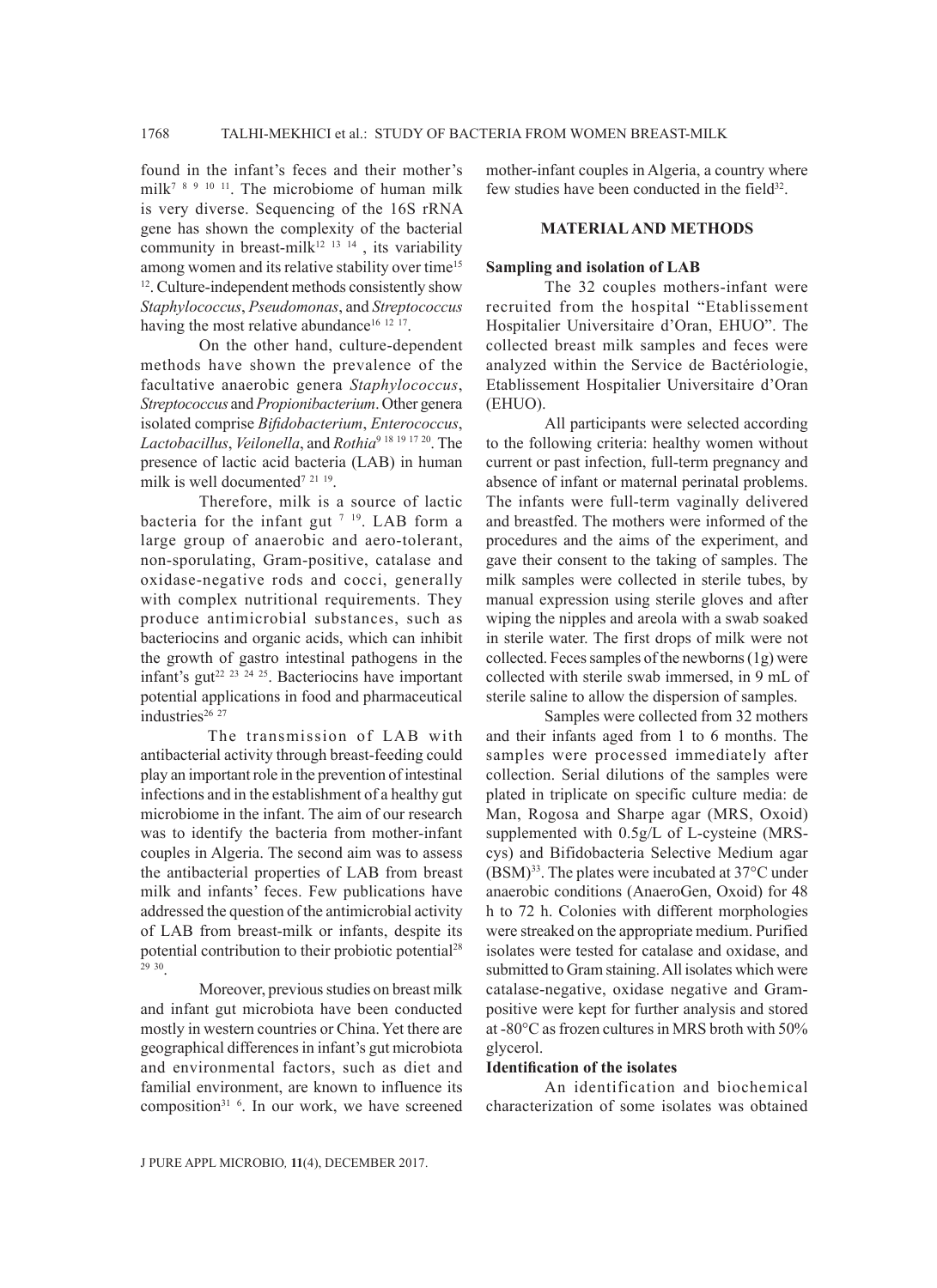found in the infant's feces and their mother's milk[7 8 9 10 11]. The microbiome of human milk is very diverse. Sequencing of the 16S rRNA gene has shown the complexity of the bacterial community in breast-milk[12 13 14], its variability among women and its relative stability over time[15 12]. Culture-independent methods consistently show *Staphylococcus*, *Pseudomonas*, and *Streptococcus* having the most relative abundance[16 12 17].

On the other hand, culture-dependent methods have shown the prevalence of the facultative anaerobic genera *Staphylococcus*, *Streptococcus* and *Propionibacterium*. Other genera isolated comprise *Bifidobacterium*, *Enterococcus*, *Lactobacillus*, *Veilonella*, and *Rothia*[9 18 19 17 20]. The presence of lactic acid bacteria (LAB) in human milk is well documented[7 21 19].

Therefore, milk is a source of lactic bacteria for the infant gut [7 19]. LAB form a large group of anaerobic and aero-tolerant, non-sporulating, Gram-positive, catalase and oxidase-negative rods and cocci, generally with complex nutritional requirements. They produce antimicrobial substances, such as bacteriocins and organic acids, which can inhibit the growth of gastro intestinal pathogens in the infant's gut[22 23 24 25]. Bacteriocins have important potential applications in food and pharmaceutical industries[26 27]

The transmission of LAB with antibacterial activity through breast-feeding could play an important role in the prevention of intestinal infections and in the establishment of a healthy gut microbiome in the infant. The aim of our research was to identify the bacteria from mother-infant couples in Algeria. The second aim was to assess the antibacterial properties of LAB from breast milk and infants' feces. Few publications have addressed the question of the antimicrobial activity of LAB from breast-milk or infants, despite its potential contribution to their probiotic potential[28 29 30].

Moreover, previous studies on breast milk and infant gut microbiota have been conducted mostly in western countries or China. Yet there are geographical differences in infant's gut microbiota and environmental factors, such as diet and familial environment, are known to influence its composition[31 6]. In our work, we have screened mother-infant couples in Algeria, a country where few studies have been conducted in the field[32].

## MATERIAL AND METHODS

### Sampling and isolation of LAB

The 32 couples mothers-infant were recruited from the hospital "Etablissement Hospitalier Universitaire d'Oran, EHUO". The collected breast milk samples and feces were analyzed within the Service de Bactériologie, Etablissement Hospitalier Universitaire d'Oran (EHUO).

All participants were selected according to the following criteria: healthy women without current or past infection, full-term pregnancy and absence of infant or maternal perinatal problems. The infants were full-term vaginally delivered and breastfed. The mothers were informed of the procedures and the aims of the experiment, and gave their consent to the taking of samples. The milk samples were collected in sterile tubes, by manual expression using sterile gloves and after wiping the nipples and areola with a swab soaked in sterile water. The first drops of milk were not collected. Feces samples of the newborns (1g) were collected with sterile swab immersed, in 9 mL of sterile saline to allow the dispersion of samples.

Samples were collected from 32 mothers and their infants aged from 1 to 6 months. The samples were processed immediately after collection. Serial dilutions of the samples were plated in triplicate on specific culture media: de Man, Rogosa and Sharpe agar (MRS, Oxoid) supplemented with 0.5g/L of L-cysteine (MRS-cys) and Bifidobacteria Selective Medium agar (BSM)[33]. The plates were incubated at 37°C under anaerobic conditions (AnaeroGen, Oxoid) for 48 h to 72 h. Colonies with different morphologies were streaked on the appropriate medium. Purified isolates were tested for catalase and oxidase, and submitted to Gram staining. All isolates which were catalase-negative, oxidase negative and Gram-positive were kept for further analysis and stored at -80°C as frozen cultures in MRS broth with 50% glycerol.

### Identification of the isolates

An identification and biochemical characterization of some isolates was obtained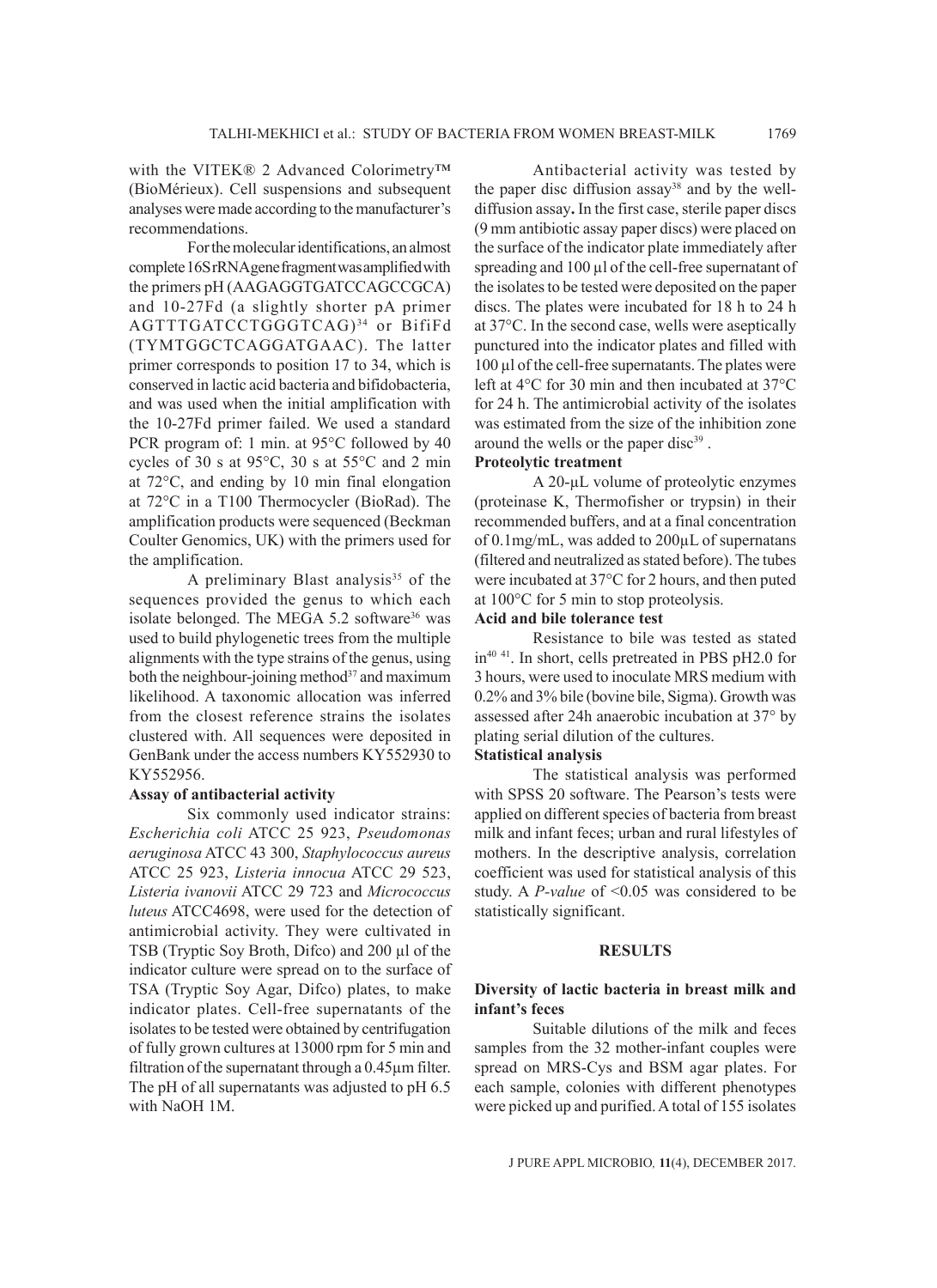with the VITEK® 2 Advanced Colorimetry™ (BioMérieux). Cell suspensions and subsequent analyses were made according to the manufacturer's recommendations.

For the molecular identifications, an almost complete 16S rRNA gene fragment was amplified with the primers pH (AAGAGGTGATCCAGCCGCA) and 10-27Fd (a slightly shorter pA primer AGTTTGATCCTGGGTCAG)[34] or BifiFd (TYMTGGCTCAGGATGAAC). The latter primer corresponds to position 17 to 34, which is conserved in lactic acid bacteria and bifidobacteria, and was used when the initial amplification with the 10-27Fd primer failed. We used a standard PCR program of: 1 min. at 95°C followed by 40 cycles of 30 s at 95°C, 30 s at 55°C and 2 min at 72°C, and ending by 10 min final elongation at 72°C in a T100 Thermocycler (BioRad). The amplification products were sequenced (Beckman Coulter Genomics, UK) with the primers used for the amplification.

A preliminary Blast analysis[35] of the sequences provided the genus to which each isolate belonged. The MEGA 5.2 software[36] was used to build phylogenetic trees from the multiple alignments with the type strains of the genus, using both the neighbour-joining method[37] and maximum likelihood. A taxonomic allocation was inferred from the closest reference strains the isolates clustered with. All sequences were deposited in GenBank under the access numbers KY552930 to KY552956.

### Assay of antibacterial activity

Six commonly used indicator strains: *Escherichia coli* ATCC 25 923, *Pseudomonas aeruginosa* ATCC 43 300, *Staphylococcus aureus* ATCC 25 923, *Listeria innocua* ATCC 29 523, *Listeria ivanovii* ATCC 29 723 and *Micrococcus luteus* ATCC4698, were used for the detection of antimicrobial activity. They were cultivated in TSB (Tryptic Soy Broth, Difco) and 200 µl of the indicator culture were spread on to the surface of TSA (Tryptic Soy Agar, Difco) plates, to make indicator plates. Cell-free supernatants of the isolates to be tested were obtained by centrifugation of fully grown cultures at 13000 rpm for 5 min and filtration of the supernatant through a 0.45µm filter. The pH of all supernatants was adjusted to pH 6.5 with NaOH 1M.

Antibacterial activity was tested by the paper disc diffusion assay[38] and by the well-diffusion assay**.** In the first case, sterile paper discs (9 mm antibiotic assay paper discs) were placed on the surface of the indicator plate immediately after spreading and 100 µl of the cell-free supernatant of the isolates to be tested were deposited on the paper discs. The plates were incubated for 18 h to 24 h at 37°C. In the second case, wells were aseptically punctured into the indicator plates and filled with 100 µl of the cell-free supernatants. The plates were left at 4°C for 30 min and then incubated at 37°C for 24 h. The antimicrobial activity of the isolates was estimated from the size of the inhibition zone around the wells or the paper disc[39] .

### Proteolytic treatment

A 20-µL volume of proteolytic enzymes (proteinase K, Thermofisher or trypsin) in their recommended buffers, and at a final concentration of 0.1mg/mL, was added to 200µL of supernatans (filtered and neutralized as stated before). The tubes were incubated at 37°C for 2 hours, and then puted at 100°C for 5 min to stop proteolysis.

### Acid and bile tolerance test

Resistance to bile was tested as stated in[40 41]. In short, cells pretreated in PBS pH2.0 for 3 hours, were used to inoculate MRS medium with 0.2% and 3% bile (bovine bile, Sigma). Growth was assessed after 24h anaerobic incubation at 37° by plating serial dilution of the cultures.

### Statistical analysis

The statistical analysis was performed with SPSS 20 software. The Pearson's tests were applied on different species of bacteria from breast milk and infant feces; urban and rural lifestyles of mothers. In the descriptive analysis, correlation coefficient was used for statistical analysis of this study. A *P-value* of $<0.05$ was considered to be statistically significant.

## RESULTS

### Diversity of lactic bacteria in breast milk and infant's feces

Suitable dilutions of the milk and feces samples from the 32 mother-infant couples were spread on MRS-Cys and BSM agar plates. For each sample, colonies with different phenotypes were picked up and purified. A total of 155 isolates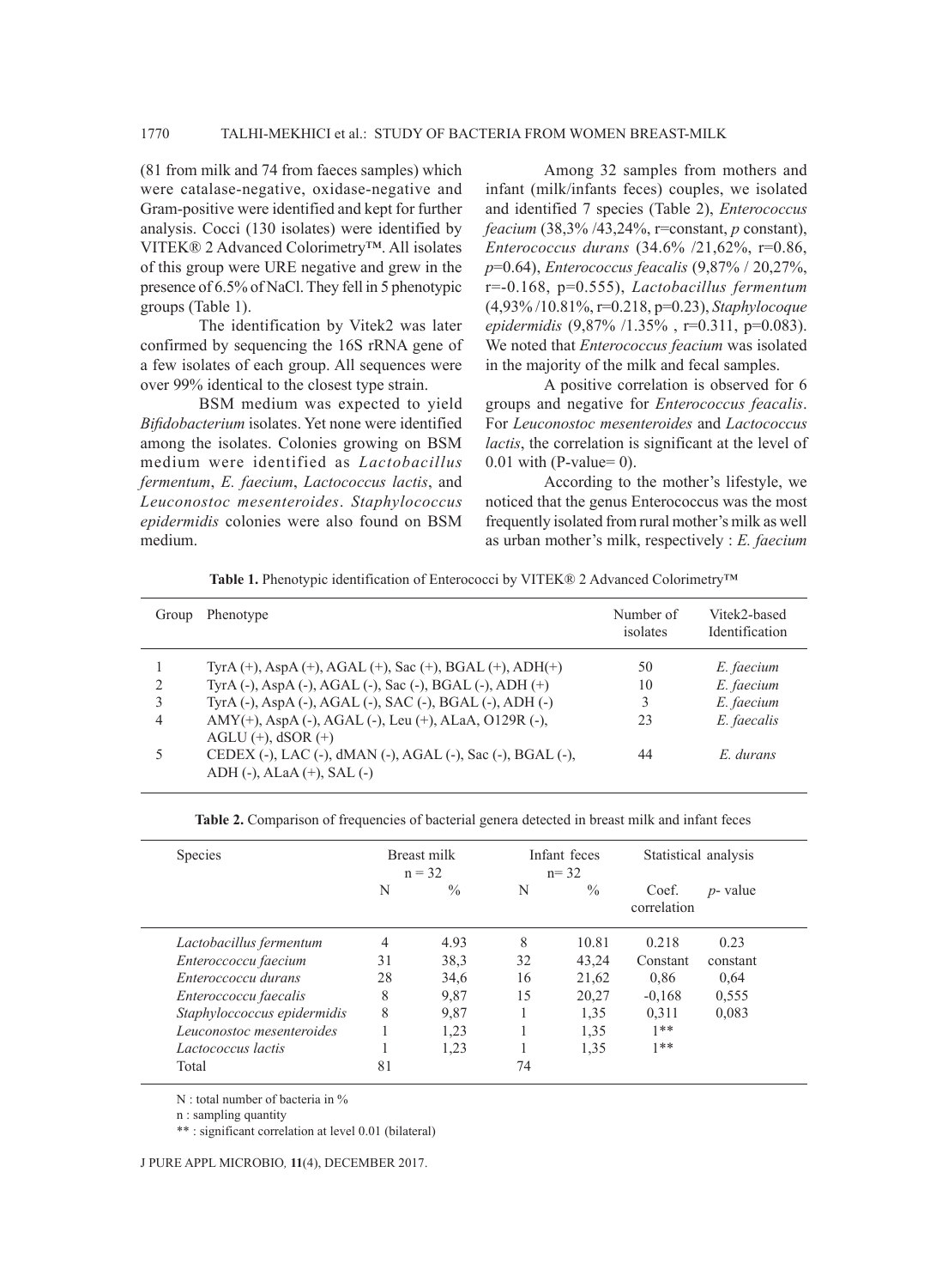(81 from milk and 74 from faeces samples) which were catalase-negative, oxidase-negative and Gram-positive were identified and kept for further analysis. Cocci (130 isolates) were identified by VITEK® 2 Advanced Colorimetry™. All isolates of this group were URE negative and grew in the presence of 6.5% of NaCl. They fell in 5 phenotypic groups (Table 1).

The identification by Vitek2 was later confirmed by sequencing the 16S rRNA gene of a few isolates of each group. All sequences were over 99% identical to the closest type strain.

BSM medium was expected to yield *Bifidobacterium* isolates. Yet none were identified among the isolates. Colonies growing on BSM medium were identified as *Lactobacillus fermentum*, *E. faecium*, *Lactococcus lactis*, and *Leuconostoc mesenteroides*. *Staphylococcus epidermidis* colonies were also found on BSM medium.

Among 32 samples from mothers and infant (milk/infants feces) couples, we isolated and identified 7 species (Table 2), *Enterococcus feacium* (38,3% /43,24%, r=constant, *p* constant), *Enterococcus durans* (34.6% /21,62%, r=0.86, *p*=0.64), *Enterococcus feacalis* (9,87% / 20,27%, r=-0.168, p=0.555), *Lactobacillus fermentum* (4,93% /10.81%, r=0.218, p=0.23), *Staphylocoque epidermidis* (9,87% /1.35% , r=0.311, p=0.083). We noted that *Enterococcus feacium* was isolated in the majority of the milk and fecal samples.

A positive correlation is observed for 6 groups and negative for *Enterococcus feacalis*. For *Leuconostoc mesenteroides* and *Lactococcus lactis*, the correlation is significant at the level of 0.01 with (P-value= 0).

According to the mother's lifestyle, we noticed that the genus Enterococcus was the most frequently isolated from rural mother's milk as well as urban mother's milk, respectively : *E. faecium*

**Table 1.** Phenotypic identification of Enterococci by VITEK® 2 Advanced Colorimetry™

| Group | Phenotype | Number of isolates | Vitek2-based Identification |
|---|---|---|---|
| 1 | TyrA (+), AspA (+), AGAL (+), Sac (+), BGAL (+), ADH(+) | 50 | *E. faecium* |
| 2 | TyrA (-), AspA (-), AGAL (-), Sac (-), BGAL (-), ADH (+) | 10 | *E. faecium* |
| 3 | TyrA (-), AspA (-), AGAL (-), SAC (-), BGAL (-), ADH (-) | 3 | *E. faecium* |
| 4 | AMY(+), AspA (-), AGAL (-), Leu (+), ALaA, O129R (-), AGLU (+), dSOR (+) | 23 | *E. faecalis* |
| 5 | CEDEX (-), LAC (-), dMAN (-), AGAL (-), Sac (-), BGAL (-), ADH (-), ALaA (+), SAL (-) | 44 | *E. durans* |

**Table 2.** Comparison of frequencies of bacterial genera detected in breast milk and infant feces

| Species | Breast milk n = 32 | | Infant feces n= 32 | | Statistical analysis | |
|---|---|---|---|---|---|---|
| | N | % | N | % | Coef. correlation | *p*- value |
| *Lactobacillus fermentum* | 4 | 4.93 | 8 | 10.81 | 0.218 | 0.23 |
| *Enteroccoccu faecium* | 31 | 38,3 | 32 | 43,24 | Constant | constant |
| *Enteroccoccu durans* | 28 | 34,6 | 16 | 21,62 | 0,86 | 0,64 |
| *Enteroccoccu faecalis* | 8 | 9,87 | 15 | 20,27 | -0,168 | 0,555 |
| *Staphyloccoccus epidermidis* | 8 | 9,87 | 1 | 1,35 | 0,311 | 0,083 |
| *Leuconostoc mesenteroides* | 1 | 1,23 | 1 | 1,35 | 1** | |
| *Lactococcus lactis* | 1 | 1,23 | 1 | 1,35 | 1** | |
| Total | 81 | | 74 | | | |

N : total number of bacteria in %

n : sampling quantity

** : significant correlation at level 0.01 (bilateral)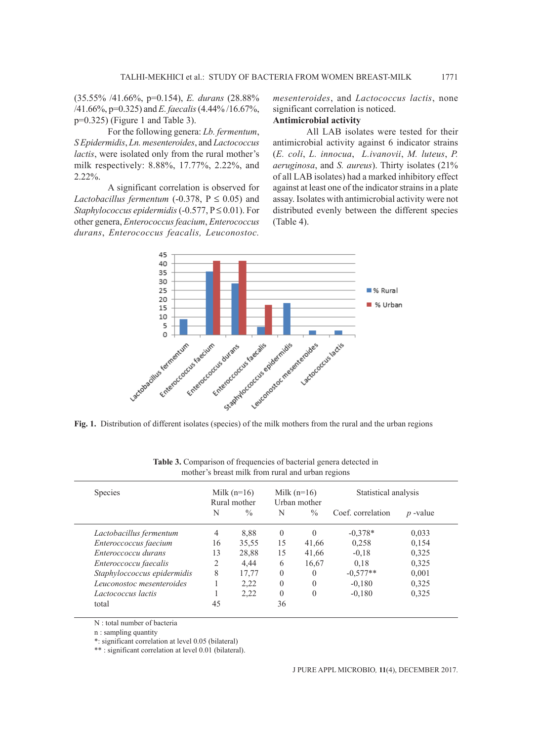(35.55% /41.66%, p=0.154), *E. durans* (28.88% /41.66%, p=0.325) and *E. faecalis* (4.44% /16.67%, p=0.325) (Figure 1 and Table 3).

For the following genera: *Lb. fermentum*, *S Epidermidis*, *Ln. mesenteroides*, and *Lactococcus lactis*, were isolated only from the rural mother's milk respectively: 8.88%, 17.77%, 2.22%, and 2.22%.

A significant correlation is observed for *Lactobacillus fermentum* (-0.378, $P \leq 0.05$) and *Staphylococcus epidermidis* (-0.577, $P \leq 0.01$). For other genera, *Enterococcus feacium*, *Enterococcus durans*, *Enterococcus feacalis, Leuconostoc. mesenteroides*, and *Lactococcus lactis*, none significant correlation is noticed.

**Antimicrobial activity**

All LAB isolates were tested for their antimicrobial activity against 6 indicator strains (*E. coli*, *L. innocua*, *L.ivanovii*, *M. luteus*, *P. aeruginosa*, and *S. aureus*). Thirty isolates (21% of all LAB isolates) had a marked inhibitory effect against at least one of the indicator strains in a plate assay. Isolates with antimicrobial activity were not distributed evenly between the different species (Table 4).

**Fig. 1.** Distribution of different isolates (species) of the milk mothers from the rural and the urban regions

**Table 3.** Comparison of frequencies of bacterial genera detected in mother's breast milk from rural and urban regions

| Species | Milk (n=16) Rural mother | | Milk (n=16) Urban mother | | Statistical analysis | |
|---|---|---|---|---|---|---|
| | N | % | N | % | Coef. correlation | *p* -value |
| *Lactobacillus fermentum* | 4 | 8,88 | 0 | 0 | -0,378* | 0,033 |
| *Enteroccoccus faecium* | 16 | 35,55 | 15 | 41,66 | 0,258 | 0,154 |
| *Enteroccoccu durans* | 13 | 28,88 | 15 | 41,66 | -0,18 | 0,325 |
| *Enteroccoccu faecalis* | 2 | 4,44 | 6 | 16,67 | 0,18 | 0,325 |
| *Staphyloccoccus epidermidis* | 8 | 17,77 | 0 | 0 | -0,577** | 0,001 |
| *Leuconostoc mesenteroides* | 1 | 2,22 | 0 | 0 | -0,180 | 0,325 |
| *Lactococcus lactis* | 1 | 2,22 | 0 | 0 | -0,180 | 0,325 |
| total | 45 | | 36 | | | |

N : total number of bacteria
n : sampling quantity
*: significant correlation at level 0.05 (bilateral)
** : significant correlation at level 0.01 (bilateral).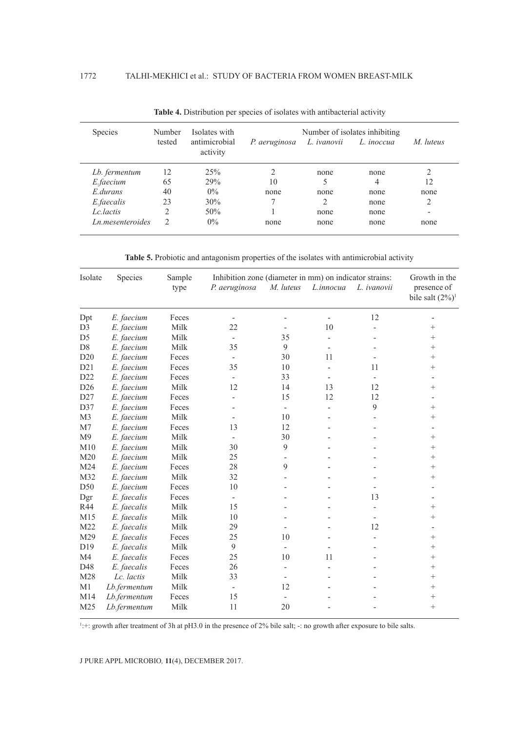**Table 4.** Distribution per species of isolates with antibacterial activity

| Species | Number tested | Isolates with antimicrobial activity | Number of isolates inhibiting | | | |
|---|---|---|---|---|---|---|
| | | | *P. aeruginosa* | *L. ivanovii* | *L. inoccua* | *M. luteus* |
| *Lb. fermentum* | 12 | 25% | 2 | none | none | 2 |
| *E.faecium* | 65 | 29% | 10 | 5 | 4 | 12 |
| *E.durans* | 40 | 0% | none | none | none | none |
| *E.faecalis* | 23 | 30% | 7 | 2 | none | 2 |
| *Lc.lactis* | 2 | 50% | 1 | none | none | - |
| *Ln.mesenteroides* | 2 | 0% | none | none | none | none |

**Table 5.** Probiotic and antagonism properties of the isolates with antimicrobial activity

| Isolate | Species | Sample type | Inhibition zone (diameter in mm) on indicator strains: | | | | Growth in the presence of bile salt (2%)[1] |
|---|---|---|---|---|---|---|---|
| | | | *P. aeruginosa* | *M. luteus* | *L.innocua* | *L. ivanovii* | |
| Dpt | *E. faecium* | Feces | - | - | - | 12 | - |
| D3 | *E. faecium* | Milk | 22 | - | 10 | - | + |
| D5 | *E. faecium* | Milk | - | 35 | - | - | + |
| D8 | *E. faecium* | Milk | 35 | 9 | - | - | + |
| D20 | *E. faecium* | Feces | - | 30 | 11 | - | + |
| D21 | *E. faecium* | Feces | 35 | 10 | - | 11 | + |
| D22 | *E. faecium* | Feces | - | 33 | - | - | - |
| D26 | *E. faecium* | Milk | 12 | 14 | 13 | 12 | + |
| D27 | *E. faecium* | Feces | - | 15 | 12 | 12 | - |
| D37 | *E. faecium* | Feces | - | - | - | 9 | + |
| M3 | *E. faecium* | Milk | - | 10 | - | - | + |
| M7 | *E. faecium* | Feces | 13 | 12 | - | - | - |
| M9 | *E. faecium* | Milk | - | 30 | - | - | + |
| M10 | *E. faecium* | Milk | 30 | 9 | - | - | + |
| M20 | *E. faecium* | Milk | 25 | - | - | - | + |
| M24 | *E. faecium* | Feces | 28 | 9 | - | - | + |
| M32 | *E. faecium* | Milk | 32 | - | - | - | + |
| D50 | *E. faecium* | Feces | 10 | - | - | - | - |
| Dgr | *E. faecalis* | Feces | - | - | - | 13 | - |
| R44 | *E. faecalis* | Milk | 15 | - | - | - | + |
| M15 | *E. faecalis* | Milk | 10 | - | - | - | + |
| M22 | *E. faecalis* | Milk | 29 | - | - | 12 | - |
| M29 | *E. faecalis* | Feces | 25 | 10 | - | - | + |
| D19 | *E. faecalis* | Milk | 9 | - | - | - | + |
| M4 | *E. faecalis* | Feces | 25 | 10 | 11 | - | + |
| D48 | *E. faecalis* | Feces | 26 | - | - | - | + |
| M28 | *Lc. lactis* | Milk | 33 | - | - | - | + |
| M1 | *Lb.fermentum* | Milk | - | 12 | - | - | + |
| M14 | *Lb.fermentum* | Feces | 15 | - | - | - | + |
| M25 | *Lb.fermentum* | Milk | 11 | 20 | - | - | + |

[1]:+: growth after treatment of 3h at pH3.0 in the presence of 2% bile salt; -: no growth after exposure to bile salts.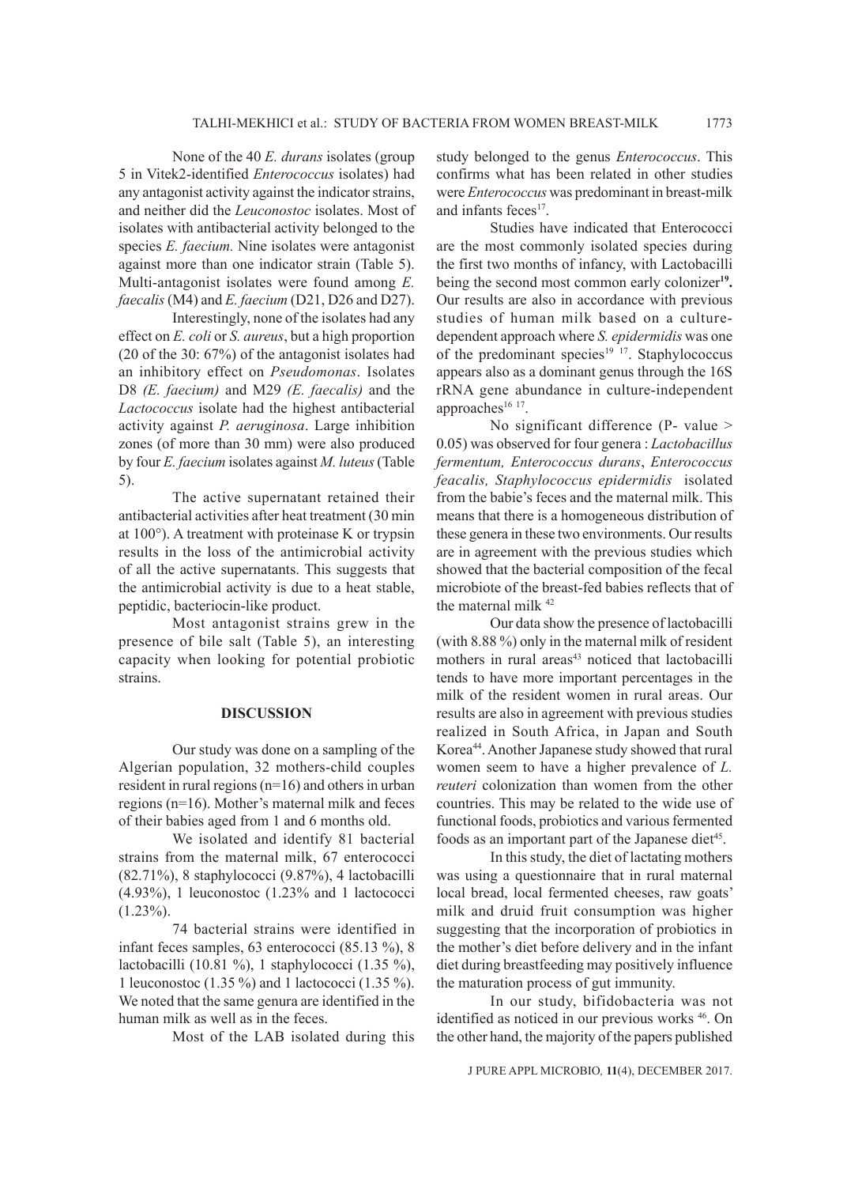None of the 40 *E. durans* isolates (group 5 in Vitek2-identified *Enterococcus* isolates) had any antagonist activity against the indicator strains, and neither did the *Leuconostoc* isolates. Most of isolates with antibacterial activity belonged to the species *E. faecium.* Nine isolates were antagonist against more than one indicator strain (Table 5). Multi-antagonist isolates were found among *E. faecalis* (M4) and *E. faecium* (D21, D26 and D27).

Interestingly, none of the isolates had any effect on *E. coli* or *S. aureus*, but a high proportion (20 of the 30: 67%) of the antagonist isolates had an inhibitory effect on *Pseudomonas*. Isolates D8 *(E. faecium)* and M29 *(E. faecalis)* and the *Lactococcus* isolate had the highest antibacterial activity against *P. aeruginosa*. Large inhibition zones (of more than 30 mm) were also produced by four *E. faecium* isolates against *M. luteus* (Table 5).

The active supernatant retained their antibacterial activities after heat treatment (30 min at 100°). A treatment with proteinase K or trypsin results in the loss of the antimicrobial activity of all the active supernatants. This suggests that the antimicrobial activity is due to a heat stable, peptidic, bacteriocin-like product.

Most antagonist strains grew in the presence of bile salt (Table 5), an interesting capacity when looking for potential probiotic strains.

## DISCUSSION

Our study was done on a sampling of the Algerian population, 32 mothers-child couples resident in rural regions (n=16) and others in urban regions (n=16). Mother's maternal milk and feces of their babies aged from 1 and 6 months old.

We isolated and identify 81 bacterial strains from the maternal milk, 67 enterococci (82.71%), 8 staphylococci (9.87%), 4 lactobacilli (4.93%), 1 leuconostoc (1.23% and 1 lactococci (1.23%).

74 bacterial strains were identified in infant feces samples, 63 enterococci (85.13 %), 8 lactobacilli (10.81 %), 1 staphylococci (1.35 %), 1 leuconostoc (1.35 %) and 1 lactococci (1.35 %). We noted that the same genura are identified in the human milk as well as in the feces.

Most of the LAB isolated during this study belonged to the genus *Enterococcus*. This confirms what has been related in other studies were *Enterococcus* was predominant in breast-milk and infants feces[17].

Studies have indicated that Enterococci are the most commonly isolated species during the first two months of infancy, with Lactobacilli being the second most common early colonizer[19]**.** Our results are also in accordance with previous studies of human milk based on a culture-dependent approach where *S. epidermidis* was one of the predominant species[19 17]. Staphylococcus appears also as a dominant genus through the 16S rRNA gene abundance in culture-independent approaches[16 17].

No significant difference (P- value > 0.05) was observed for four genera : *Lactobacillus fermentum, Enterococcus durans*, *Enterococcus feacalis, Staphylococcus epidermidis* isolated from the babie's feces and the maternal milk. This means that there is a homogeneous distribution of these genera in these two environments. Our results are in agreement with the previous studies which showed that the bacterial composition of the fecal microbiote of the breast-fed babies reflects that of the maternal milk [42]

Our data show the presence of lactobacilli (with 8.88 %) only in the maternal milk of resident mothers in rural areas[43] noticed that lactobacilli tends to have more important percentages in the milk of the resident women in rural areas. Our results are also in agreement with previous studies realized in South Africa, in Japan and South Korea[44]. Another Japanese study showed that rural women seem to have a higher prevalence of *L. reuteri* colonization than women from the other countries. This may be related to the wide use of functional foods, probiotics and various fermented foods as an important part of the Japanese diet[45].

In this study, the diet of lactating mothers was using a questionnaire that in rural maternal local bread, local fermented cheeses, raw goats' milk and druid fruit consumption was higher suggesting that the incorporation of probiotics in the mother's diet before delivery and in the infant diet during breastfeeding may positively influence the maturation process of gut immunity.

In our study, bifidobacteria was not identified as noticed in our previous works [46]. On the other hand, the majority of the papers published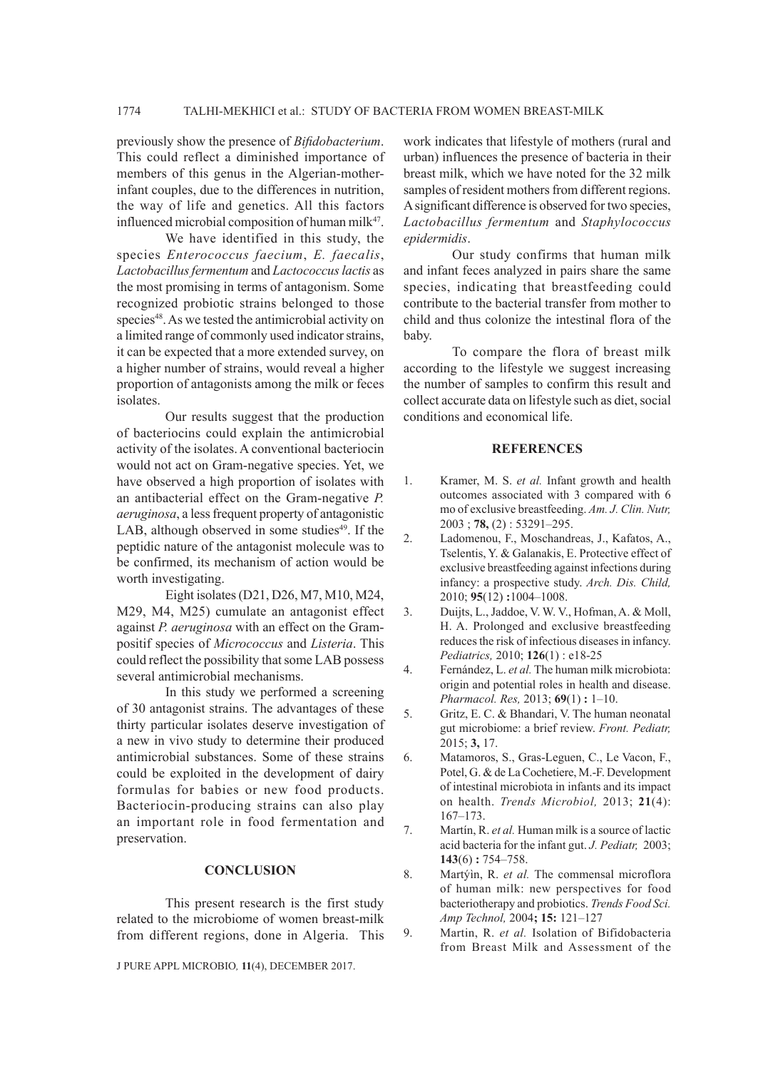previously show the presence of *Bifidobacterium*. This could reflect a diminished importance of members of this genus in the Algerian-mother-infant couples, due to the differences in nutrition, the way of life and genetics. All this factors influenced microbial composition of human milk[47].

We have identified in this study, the species *Enterococcus faecium*, *E. faecalis*, *Lactobacillus fermentum* and *Lactococcus lactis* as the most promising in terms of antagonism. Some recognized probiotic strains belonged to those species[48]. As we tested the antimicrobial activity on a limited range of commonly used indicator strains, it can be expected that a more extended survey, on a higher number of strains, would reveal a higher proportion of antagonists among the milk or feces isolates.

Our results suggest that the production of bacteriocins could explain the antimicrobial activity of the isolates. A conventional bacteriocin would not act on Gram-negative species. Yet, we have observed a high proportion of isolates with an antibacterial effect on the Gram-negative *P. aeruginosa*, a less frequent property of antagonistic LAB, although observed in some studies[49]. If the peptidic nature of the antagonist molecule was to be confirmed, its mechanism of action would be worth investigating.

Eight isolates (D21, D26, M7, M10, M24, M29, M4, M25) cumulate an antagonist effect against *P. aeruginosa* with an effect on the Gram-positif species of *Micrococcus* and *Listeria*. This could reflect the possibility that some LAB possess several antimicrobial mechanisms.

In this study we performed a screening of 30 antagonist strains. The advantages of these thirty particular isolates deserve investigation of a new in vivo study to determine their produced antimicrobial substances. Some of these strains could be exploited in the development of dairy formulas for babies or new food products. Bacteriocin-producing strains can also play an important role in food fermentation and preservation.

## CONCLUSION

This present research is the first study related to the microbiome of women breast-milk from different regions, done in Algeria. This work indicates that lifestyle of mothers (rural and urban) influences the presence of bacteria in their breast milk, which we have noted for the 32 milk samples of resident mothers from different regions. A significant difference is observed for two species, *Lactobacillus fermentum* and *Staphylococcus epidermidis*.

Our study confirms that human milk and infant feces analyzed in pairs share the same species, indicating that breastfeeding could contribute to the bacterial transfer from mother to child and thus colonize the intestinal flora of the baby.

To compare the flora of breast milk according to the lifestyle we suggest increasing the number of samples to confirm this result and collect accurate data on lifestyle such as diet, social conditions and economical life.

## REFERENCES

1. Kramer, M. S. *et al.* Infant growth and health outcomes associated with 3 compared with 6 mo of exclusive breastfeeding. *Am. J. Clin. Nutr,* 2003 ; **78,** (2) : 53291–295.
2. Ladomenou, F., Moschandreas, J., Kafatos, A., Tselentis, Y. & Galanakis, E. Protective effect of exclusive breastfeeding against infections during infancy: a prospective study. *Arch. Dis. Child,* 2010; **95**(12) **:**1004–1008.
3. Duijts, L., Jaddoe, V. W. V., Hofman, A. & Moll, H. A. Prolonged and exclusive breastfeeding reduces the risk of infectious diseases in infancy. *Pediatrics,* 2010; **126**(1) : e18-25
4. Fernández, L. *et al.* The human milk microbiota: origin and potential roles in health and disease. *Pharmacol. Res,* 2013; **69**(1) **:** 1–10.
5. Gritz, E. C. & Bhandari, V. The human neonatal gut microbiome: a brief review. *Front. Pediatr,* 2015; **3,** 17.
6. Matamoros, S., Gras-Leguen, C., Le Vacon, F., Potel, G. & de La Cochetiere, M.-F. Development of intestinal microbiota in infants and its impact on health. *Trends Microbiol,* 2013; **21**(4): 167–173.
7. Martín, R. *et al.* Human milk is a source of lactic acid bacteria for the infant gut. *J. Pediatr,* 2003; **143**(6) **:** 754–758.
8. Martýìn, R. *et al.* The commensal microflora of human milk: new perspectives for food bacteriotherapy and probiotics. *Trends Food Sci. Amp Technol,* 2004**; 15:** 121–127
9. Martin, R. *et al.* Isolation of Bifidobacteria from Breast Milk and Assessment of the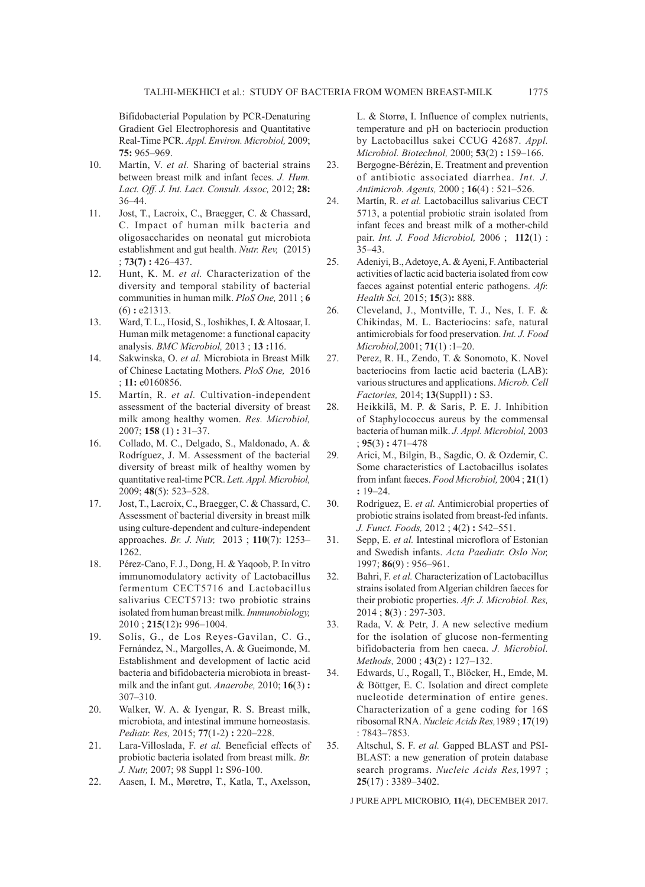Bifidobacterial Population by PCR-Denaturing Gradient Gel Electrophoresis and Quantitative Real-Time PCR. *Appl. Environ. Microbiol,* 2009; **75:** 965–969.

10. Martín, V. *et al.* Sharing of bacterial strains between breast milk and infant feces. *J. Hum. Lact. Off. J. Int. Lact. Consult. Assoc,* 2012; **28:** 36–44.
11. Jost, T., Lacroix, C., Braegger, C. & Chassard, C. Impact of human milk bacteria and oligosaccharides on neonatal gut microbiota establishment and gut health. *Nutr. Rev,* (2015) ; **73(7) :** 426–437.
12. Hunt, K. M. *et al.* Characterization of the diversity and temporal stability of bacterial communities in human milk. *PloS One,* 2011 ; **6** (6) **:** e21313.
13. Ward, T. L., Hosid, S., Ioshikhes, I. & Altosaar, I. Human milk metagenome: a functional capacity analysis. *BMC Microbiol,* 2013 ; **13 :**116.
14. Sakwinska, O. *et al.* Microbiota in Breast Milk of Chinese Lactating Mothers. *PloS One,* 2016 ; **11:** e0160856.
15. Martín, R. *et al.* Cultivation-independent assessment of the bacterial diversity of breast milk among healthy women. *Res. Microbiol,* 2007; **158** (1) **:** 31–37.
16. Collado, M. C., Delgado, S., Maldonado, A. & Rodríguez, J. M. Assessment of the bacterial diversity of breast milk of healthy women by quantitative real-time PCR. *Lett. Appl. Microbiol,* 2009; **48**(5): 523–528.
17. Jost, T., Lacroix, C., Braegger, C. & Chassard, C. Assessment of bacterial diversity in breast milk using culture-dependent and culture-independent approaches. *Br. J. Nutr,* 2013 ; **110**(7): 1253–1262.
18. Pérez-Cano, F. J., Dong, H. & Yaqoob, P. In vitro immunomodulatory activity of Lactobacillus fermentum CECT5716 and Lactobacillus salivarius CECT5713: two probiotic strains isolated from human breast milk. *Immunobiology,* 2010 ; **215**(12)**:** 996–1004.
19. Solís, G., de Los Reyes-Gavilan, C. G., Fernández, N., Margolles, A. & Gueimonde, M. Establishment and development of lactic acid bacteria and bifidobacteria microbiota in breast-milk and the infant gut. *Anaerobe,* 2010; **16**(3) **:** 307–310.
20. Walker, W. A. & Iyengar, R. S. Breast milk, microbiota, and intestinal immune homeostasis. *Pediatr. Res,* 2015; **77**(1-2) **:** 220–228.
21. Lara-Villoslada, F. *et al.* Beneficial effects of probiotic bacteria isolated from breast milk. *Br. J. Nutr,* 2007; 98 Suppl 1**:** S96-100.
22. Aasen, I. M., Møretrø, T., Katla, T., Axelsson, L. & Storrø, I. Influence of complex nutrients, temperature and pH on bacteriocin production by Lactobacillus sakei CCUG 42687. *Appl. Microbiol. Biotechnol,* 2000; **53**(2) **:** 159–166.
23. Bergogne-Bérézin, E. Treatment and prevention of antibiotic associated diarrhea. *Int. J. Antimicrob. Agents,* 2000 ; **16**(4) : 521–526.
24. Martín, R. *et al.* Lactobacillus salivarius CECT 5713, a potential probiotic strain isolated from infant feces and breast milk of a mother-child pair. *Int. J. Food Microbiol,* 2006 ; **112**(1) : 35–43.
25. Adeniyi, B., Adetoye, A. & Ayeni, F. Antibacterial activities of lactic acid bacteria isolated from cow faeces against potential enteric pathogens. *Afr. Health Sci,* 2015; **15**(3)**:** 888.
26. Cleveland, J., Montville, T. J., Nes, I. F. & Chikindas, M. L. Bacteriocins: safe, natural antimicrobials for food preservation. *Int. J. Food Microbiol,*2001; **71**(1) :1–20.
27. Perez, R. H., Zendo, T. & Sonomoto, K. Novel bacteriocins from lactic acid bacteria (LAB): various structures and applications. *Microb. Cell Factories,* 2014; **13**(Suppl1) **:** S3.
28. Heikkilä, M. P. & Saris, P. E. J. Inhibition of Staphylococcus aureus by the commensal bacteria of human milk. *J. Appl. Microbiol,* 2003 ; **95**(3) **:** 471–478
29. Arici, M., Bilgin, B., Sagdic, O. & Ozdemir, C. Some characteristics of Lactobacillus isolates from infant faeces. *Food Microbiol,* 2004 ; **21**(1) **:** 19–24.
30. Rodríguez, E. *et al.* Antimicrobial properties of probiotic strains isolated from breast-fed infants. *J. Funct. Foods,* 2012 ; **4**(2) **:** 542–551.
31. Sepp, E. *et al.* Intestinal microflora of Estonian and Swedish infants. *Acta Paediatr. Oslo Nor,* 1997; **86**(9) : 956–961.
32. Bahri, F. *et al.* Characterization of Lactobacillus strains isolated from Algerian children faeces for their probiotic properties. *Afr. J. Microbiol. Res,* 2014 ; **8**(3) : 297-303.
33. Rada, V. & Petr, J. A new selective medium for the isolation of glucose non-fermenting bifidobacteria from hen caeca. *J. Microbiol. Methods,* 2000 ; **43**(2) **:** 127–132.
34. Edwards, U., Rogall, T., Blöcker, H., Emde, M. & Böttger, E. C. Isolation and direct complete nucleotide determination of entire genes. Characterization of a gene coding for 16S ribosomal RNA. *Nucleic Acids Res,*1989 ; **17**(19) : 7843–7853.
35. Altschul, S. F. *et al.* Gapped BLAST and PSI-BLAST: a new generation of protein database search programs. *Nucleic Acids Res,*1997 ; **25**(17) : 3389–3402.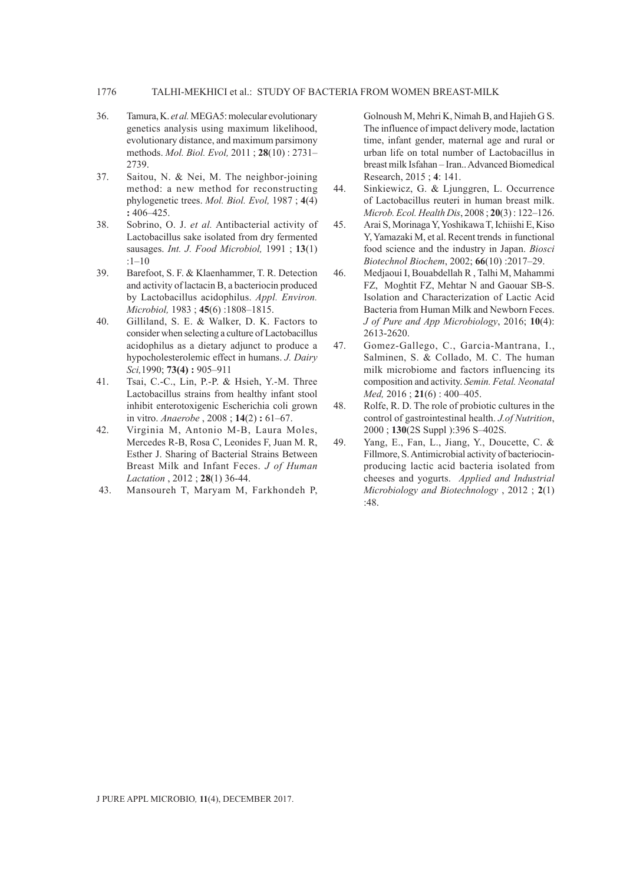36. Tamura, K. *et al.* MEGA5: molecular evolutionary genetics analysis using maximum likelihood, evolutionary distance, and maximum parsimony methods. *Mol. Biol. Evol,* 2011 ; **28**(10) : 2731–2739.
37. Saitou, N. & Nei, M. The neighbor-joining method: a new method for reconstructing phylogenetic trees. *Mol. Biol. Evol,* 1987 ; **4**(4) **:** 406–425.
38. Sobrino, O. J. *et al.* Antibacterial activity of Lactobacillus sake isolated from dry fermented sausages. *Int. J. Food Microbiol,* 1991 ; **13**(1) :1–10
39. Barefoot, S. F. & Klaenhammer, T. R. Detection and activity of lactacin B, a bacteriocin produced by Lactobacillus acidophilus. *Appl. Environ. Microbiol,* 1983 ; **45**(6) :1808–1815.
40. Gilliland, S. E. & Walker, D. K. Factors to consider when selecting a culture of Lactobacillus acidophilus as a dietary adjunct to produce a hypocholesterolemic effect in humans. *J. Dairy Sci,*1990; **73(4) :** 905–911
41. Tsai, C.-C., Lin, P.-P. & Hsieh, Y.-M. Three Lactobacillus strains from healthy infant stool inhibit enterotoxigenic Escherichia coli grown in vitro. *Anaerobe* , 2008 ; **14**(2) **:** 61–67.
42. Virginia M, Antonio M-B, Laura Moles, Mercedes R-B, Rosa C, Leonides F, Juan M. R, Esther J. Sharing of Bacterial Strains Between Breast Milk and Infant Feces. *J of Human Lactation* , 2012 ; **28**(1) 36-44.
43. Mansoureh T, Maryam M, Farkhondeh P, Golnoush M, Mehri K, Nimah B, and Hajieh G S. The influence of impact delivery mode, lactation time, infant gender, maternal age and rural or urban life on total number of Lactobacillus in breast milk Isfahan – Iran.. Advanced Biomedical Research, 2015 ; **4**: 141.
44. Sinkiewicz, G. & Ljunggren, L. Occurrence of Lactobacillus reuteri in human breast milk. *Microb. Ecol. Health Dis*, 2008 ; **20**(3) : 122–126.
45. Arai S, Morinaga Y, Yoshikawa T, Ichiishi E, Kiso Y, Yamazaki M, et al. Recent trends in functional food science and the industry in Japan. *Biosci Biotechnol Biochem*, 2002; **66**(10) :2017–29.
46. Medjaoui I, Bouabdellah R , Talhi M, Mahammi FZ, Moghtit FZ, Mehtar N and Gaouar SB-S. Isolation and Characterization of Lactic Acid Bacteria from Human Milk and Newborn Feces. *J of Pure and App Microbiology*, 2016; **10**(4): 2613-2620.
47. Gomez-Gallego, C., Garcia-Mantrana, I., Salminen, S. & Collado, M. C. The human milk microbiome and factors influencing its composition and activity. *Semin. Fetal. Neonatal Med,* 2016 ; **21**(6) : 400–405.
48. Rolfe, R. D. The role of probiotic cultures in the control of gastrointestinal health. *J.of Nutrition*, 2000 ; **130**(2S Suppl ):396 S–402S.
49. Yang, E., Fan, L., Jiang, Y., Doucette, C. & Fillmore, S. Antimicrobial activity of bacteriocin-producing lactic acid bacteria isolated from cheeses and yogurts. *Applied and Industrial Microbiology and Biotechnology* , 2012 ; **2**(1) :48.